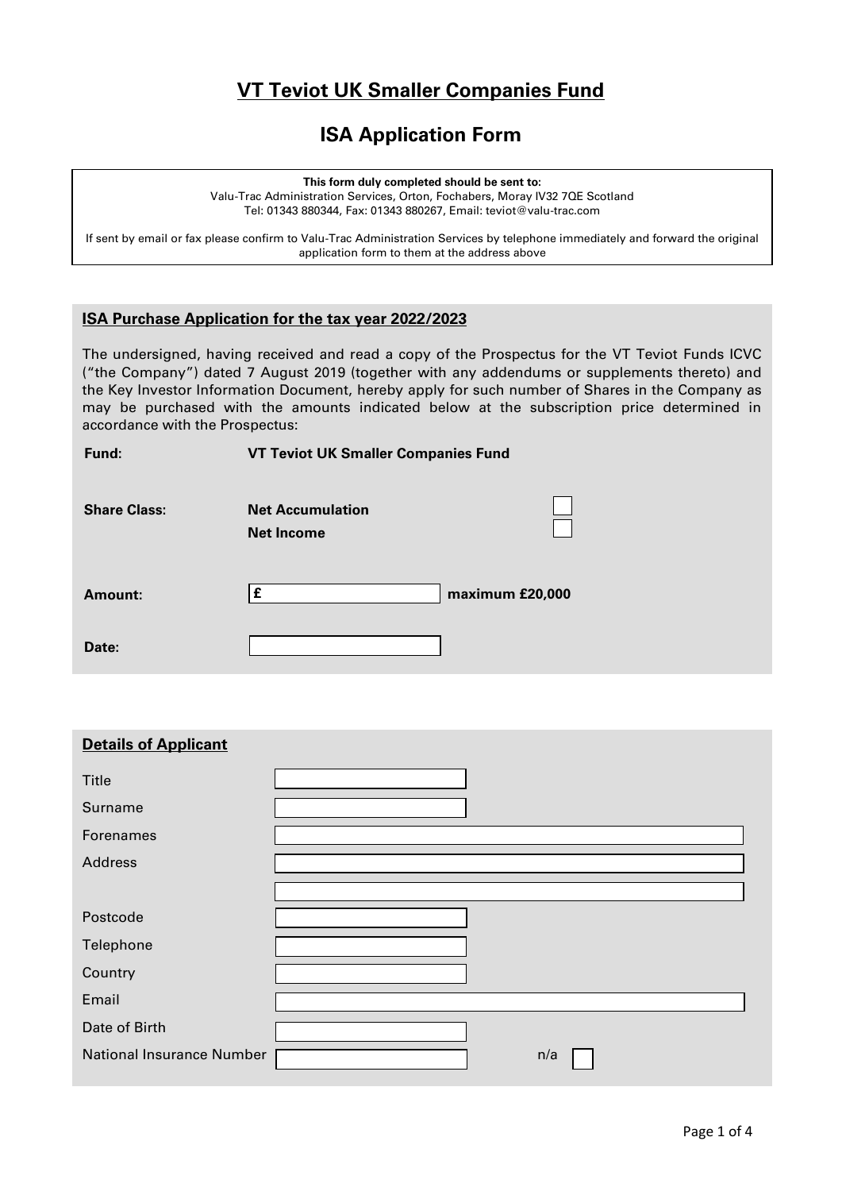# VT Teviot UK Smaller Companies Fund

## ISA Application Form

**This form duly completed should be sent to:**
Valu-Trac Administration Services, Orton, Fochabers, Moray IV32 7QE Scotland
Tel: 01343 880344, Fax: 01343 880267, Email: teviot@valu-trac.com

If sent by email or fax please confirm to Valu-Trac Administration Services by telephone immediately and forward the original application form to them at the address above

### ISA Purchase Application for the tax year 2022/2023

The undersigned, having received and read a copy of the Prospectus for the VT Teviot Funds ICVC ("the Company") dated 7 August 2019 (together with any addendums or supplements thereto) and the Key Investor Information Document, hereby apply for such number of Shares in the Company as may be purchased with the amounts indicated below at the subscription price determined in accordance with the Prospectus:

| | | |
|---|---|---|
| **Fund:** | **VT Teviot UK Smaller Companies Fund** | |
| **Share Class:** | **Net Accumulation** | ☐ |
| | **Net Income** | ☐ |
| **Amount:** | £ | **maximum £20,000** |
| **Date:** | | |

### Details of Applicant

| | | |
|---|---|---|
| Title | | |
| Surname | | |
| Forenames | | |
| Address | | |
| | | |
| Postcode | | |
| Telephone | | |
| Country | | |
| Email | | |
| Date of Birth | | |
| National Insurance Number | | n/a ☐ |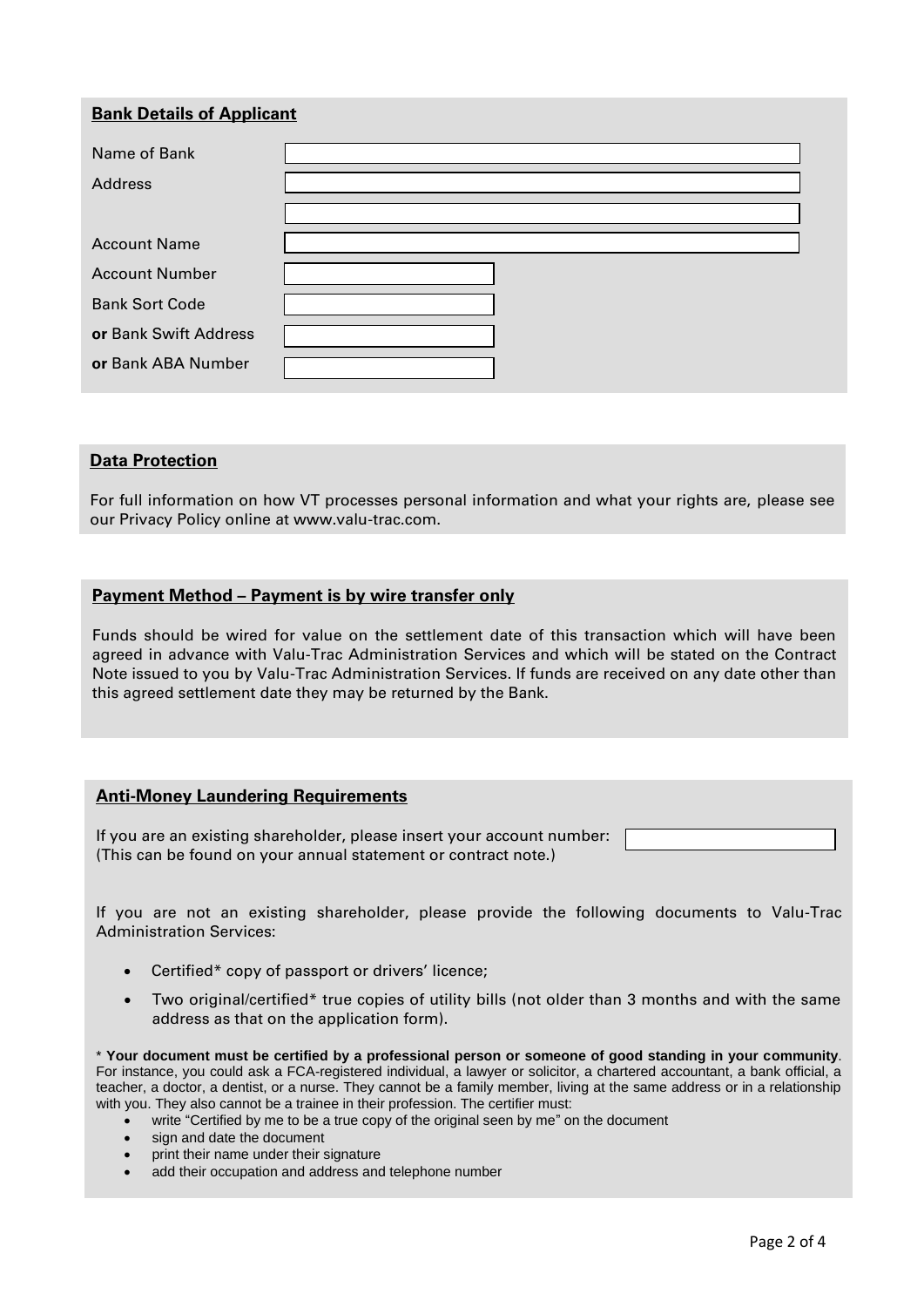## Bank Details of Applicant

| | |
|---|---|
| Name of Bank | |
| Address | |
| | |
| Account Name | |
| Account Number | |
| Bank Sort Code | |
| **or** Bank Swift Address | |
| **or** Bank ABA Number | |

## Data Protection

For full information on how VT processes personal information and what your rights are, please see our Privacy Policy online at www.valu-trac.com.

## Payment Method – Payment is by wire transfer only

Funds should be wired for value on the settlement date of this transaction which will have been agreed in advance with Valu-Trac Administration Services and which will be stated on the Contract Note issued to you by Valu-Trac Administration Services. If funds are received on any date other than this agreed settlement date they may be returned by the Bank.

## Anti-Money Laundering Requirements

If you are an existing shareholder, please insert your account number:
(This can be found on your annual statement or contract note.)

If you are not an existing shareholder, please provide the following documents to Valu-Trac Administration Services:

- Certified* copy of passport or drivers' licence;
- Two original/certified* true copies of utility bills (not older than 3 months and with the same address as that on the application form).

* **Your document must be certified by a professional person or someone of good standing in your community**. For instance, you could ask a FCA-registered individual, a lawyer or solicitor, a chartered accountant, a bank official, a teacher, a doctor, a dentist, or a nurse. They cannot be a family member, living at the same address or in a relationship with you. They also cannot be a trainee in their profession. The certifier must:

- write "Certified by me to be a true copy of the original seen by me" on the document
- sign and date the document
- print their name under their signature
- add their occupation and address and telephone number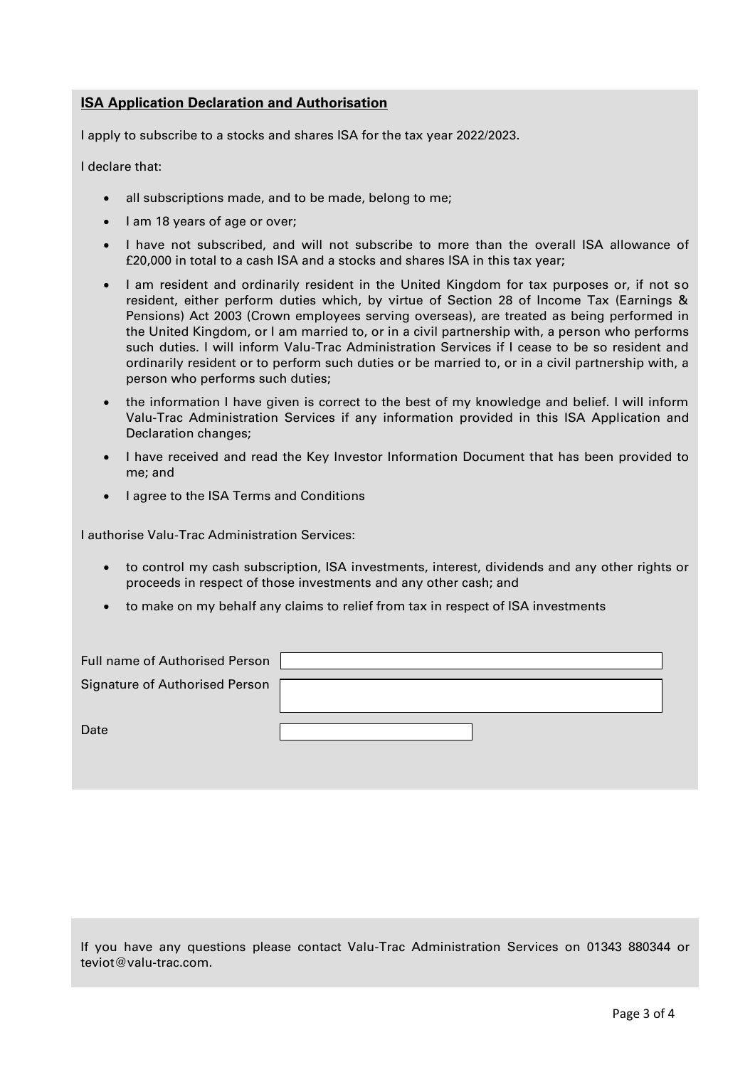## **ISA Application Declaration and Authorisation**

I apply to subscribe to a stocks and shares ISA for the tax year 2022/2023.

I declare that:

- all subscriptions made, and to be made, belong to me;
- I am 18 years of age or over;
- I have not subscribed, and will not subscribe to more than the overall ISA allowance of £20,000 in total to a cash ISA and a stocks and shares ISA in this tax year;
- I am resident and ordinarily resident in the United Kingdom for tax purposes or, if not so resident, either perform duties which, by virtue of Section 28 of Income Tax (Earnings & Pensions) Act 2003 (Crown employees serving overseas), are treated as being performed in the United Kingdom, or I am married to, or in a civil partnership with, a person who performs such duties. I will inform Valu-Trac Administration Services if I cease to be so resident and ordinarily resident or to perform such duties or be married to, or in a civil partnership with, a person who performs such duties;
- the information I have given is correct to the best of my knowledge and belief. I will inform Valu-Trac Administration Services if any information provided in this ISA Application and Declaration changes;
- I have received and read the Key Investor Information Document that has been provided to me; and
- I agree to the ISA Terms and Conditions

I authorise Valu-Trac Administration Services:

- to control my cash subscription, ISA investments, interest, dividends and any other rights or proceeds in respect of those investments and any other cash; and
- to make on my behalf any claims to relief from tax in respect of ISA investments

| | |
|---|---|
| Full name of Authorised Person | |
| Signature of Authorised Person | |
| Date | |

If you have any questions please contact Valu-Trac Administration Services on 01343 880344 or teviot@valu-trac.com.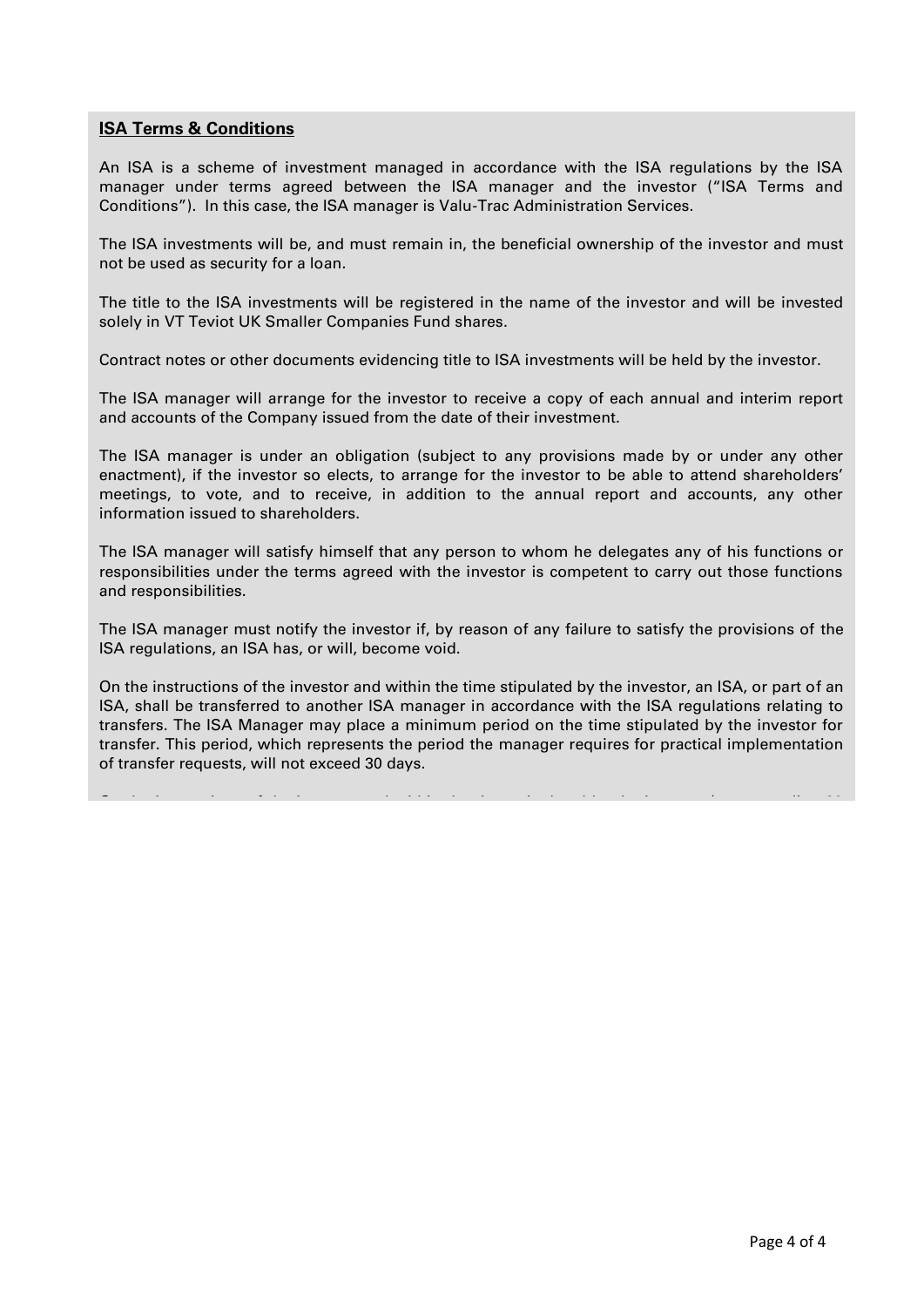**ISA Terms & Conditions**

An ISA is a scheme of investment managed in accordance with the ISA regulations by the ISA manager under terms agreed between the ISA manager and the investor ("ISA Terms and Conditions"). In this case, the ISA manager is Valu-Trac Administration Services.

The ISA investments will be, and must remain in, the beneficial ownership of the investor and must not be used as security for a loan.

The title to the ISA investments will be registered in the name of the investor and will be invested solely in VT Teviot UK Smaller Companies Fund shares.

Contract notes or other documents evidencing title to ISA investments will be held by the investor.

The ISA manager will arrange for the investor to receive a copy of each annual and interim report and accounts of the Company issued from the date of their investment.

The ISA manager is under an obligation (subject to any provisions made by or under any other enactment), if the investor so elects, to arrange for the investor to be able to attend shareholders' meetings, to vote, and to receive, in addition to the annual report and accounts, any other information issued to shareholders.

The ISA manager will satisfy himself that any person to whom he delegates any of his functions or responsibilities under the terms agreed with the investor is competent to carry out those functions and responsibilities.

The ISA manager must notify the investor if, by reason of any failure to satisfy the provisions of the ISA regulations, an ISA has, or will, become void.

On the instructions of the investor and within the time stipulated by the investor, an ISA, or part of an ISA, shall be transferred to another ISA manager in accordance with the ISA regulations relating to transfers. The ISA Manager may place a minimum period on the time stipulated by the investor for transfer. This period, which represents the period the manager requires for practical implementation of transfer requests, will not exceed 30 days.